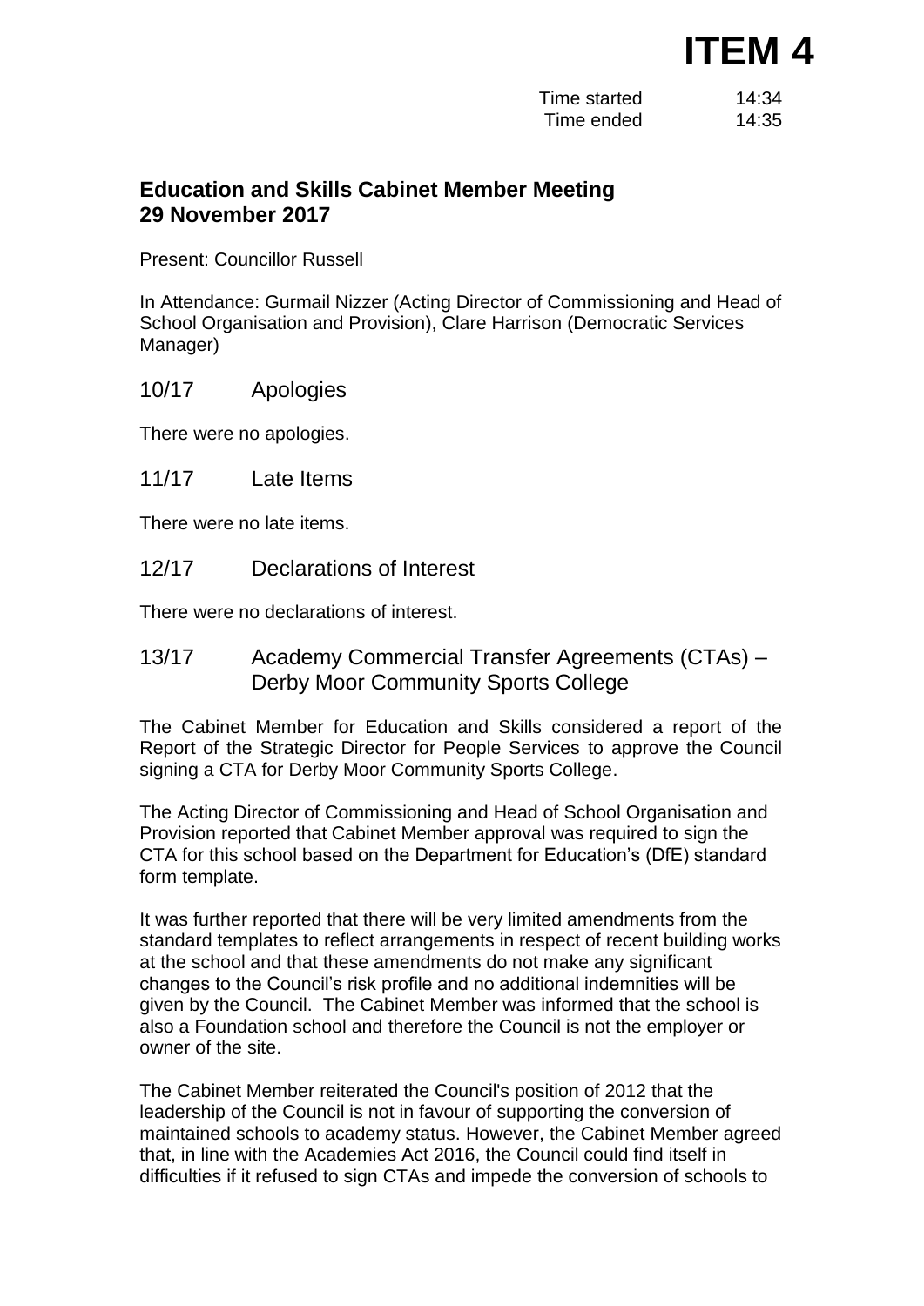# ITEM 4

Time started 14:34
Time ended 14:35

## Education and Skills Cabinet Member Meeting 29 November 2017

Present: Councillor Russell

In Attendance: Gurmail Nizzer (Acting Director of Commissioning and Head of School Organisation and Provision), Clare Harrison (Democratic Services Manager)

### 10/17 Apologies

There were no apologies.

### 11/17 Late Items

There were no late items.

### 12/17 Declarations of Interest

There were no declarations of interest.

### 13/17 Academy Commercial Transfer Agreements (CTAs) – Derby Moor Community Sports College

The Cabinet Member for Education and Skills considered a report of the Report of the Strategic Director for People Services to approve the Council signing a CTA for Derby Moor Community Sports College.

The Acting Director of Commissioning and Head of School Organisation and Provision reported that Cabinet Member approval was required to sign the CTA for this school based on the Department for Education's (DfE) standard form template.

It was further reported that there will be very limited amendments from the standard templates to reflect arrangements in respect of recent building works at the school and that these amendments do not make any significant changes to the Council's risk profile and no additional indemnities will be given by the Council. The Cabinet Member was informed that the school is also a Foundation school and therefore the Council is not the employer or owner of the site.

The Cabinet Member reiterated the Council's position of 2012 that the leadership of the Council is not in favour of supporting the conversion of maintained schools to academy status. However, the Cabinet Member agreed that, in line with the Academies Act 2016, the Council could find itself in difficulties if it refused to sign CTAs and impede the conversion of schools to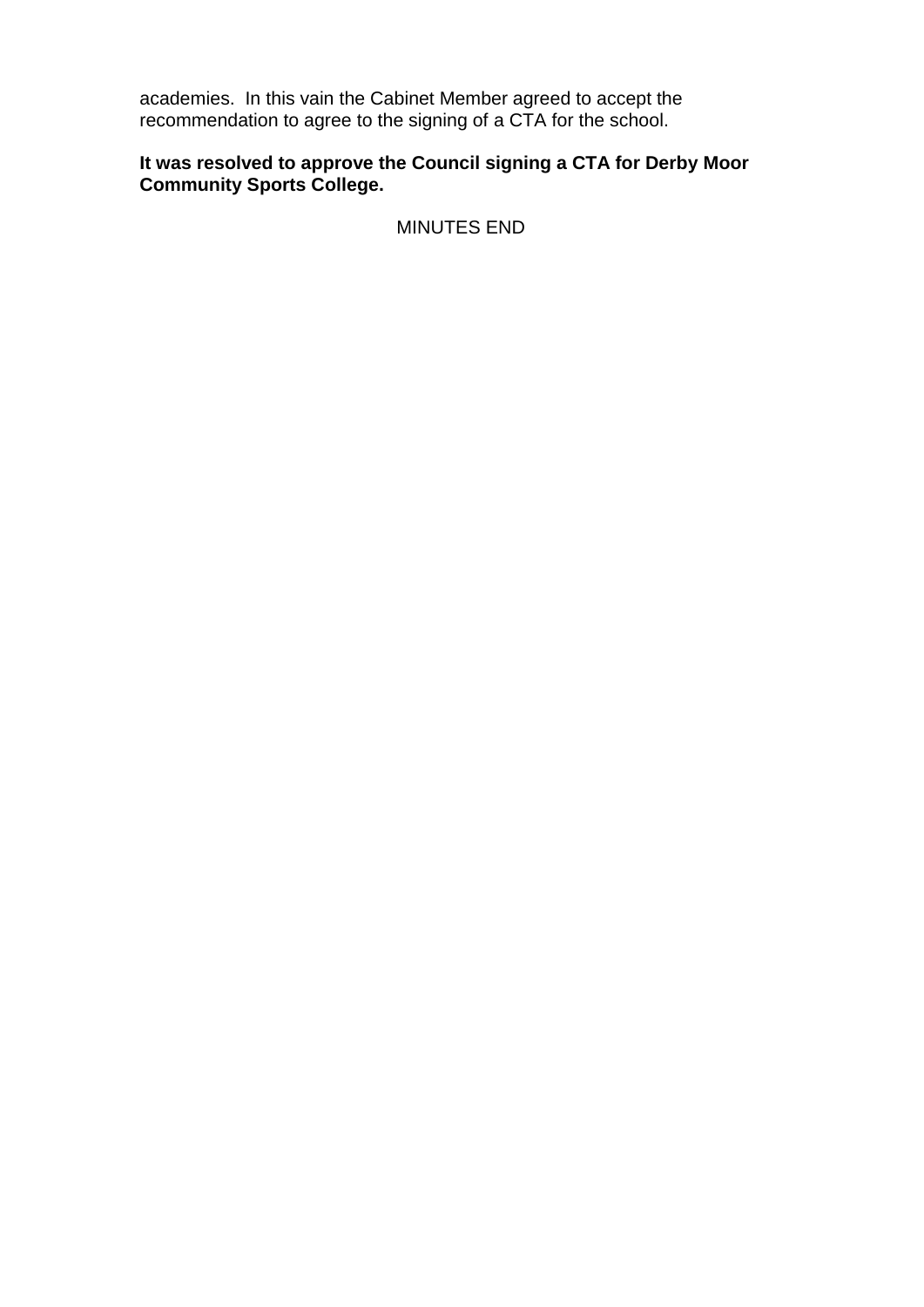academies. In this vain the Cabinet Member agreed to accept the recommendation to agree to the signing of a CTA for the school.

**It was resolved to approve the Council signing a CTA for Derby Moor Community Sports College.**

MINUTES END